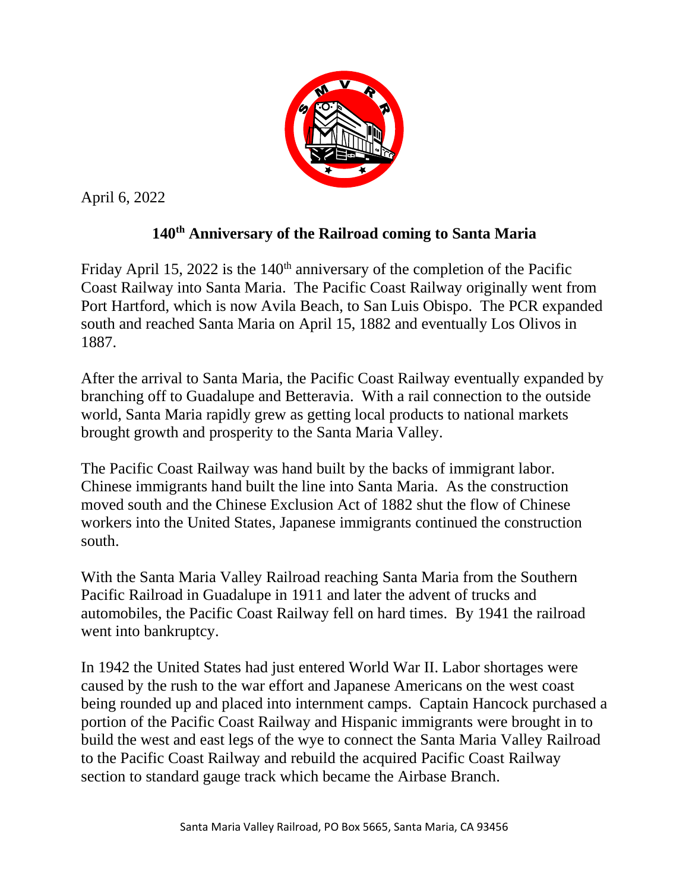April 6, 2022

## 140th Anniversary of the Railroad coming to Santa Maria

Friday April 15, 2022 is the 140th anniversary of the completion of the Pacific Coast Railway into Santa Maria. The Pacific Coast Railway originally went from Port Hartford, which is now Avila Beach, to San Luis Obispo. The PCR expanded south and reached Santa Maria on April 15, 1882 and eventually Los Olivos in 1887.

After the arrival to Santa Maria, the Pacific Coast Railway eventually expanded by branching off to Guadalupe and Betteravia. With a rail connection to the outside world, Santa Maria rapidly grew as getting local products to national markets brought growth and prosperity to the Santa Maria Valley.

The Pacific Coast Railway was hand built by the backs of immigrant labor. Chinese immigrants hand built the line into Santa Maria. As the construction moved south and the Chinese Exclusion Act of 1882 shut the flow of Chinese workers into the United States, Japanese immigrants continued the construction south.

With the Santa Maria Valley Railroad reaching Santa Maria from the Southern Pacific Railroad in Guadalupe in 1911 and later the advent of trucks and automobiles, the Pacific Coast Railway fell on hard times. By 1941 the railroad went into bankruptcy.

In 1942 the United States had just entered World War II. Labor shortages were caused by the rush to the war effort and Japanese Americans on the west coast being rounded up and placed into internment camps. Captain Hancock purchased a portion of the Pacific Coast Railway and Hispanic immigrants were brought in to build the west and east legs of the wye to connect the Santa Maria Valley Railroad to the Pacific Coast Railway and rebuild the acquired Pacific Coast Railway section to standard gauge track which became the Airbase Branch.

Santa Maria Valley Railroad, PO Box 5665, Santa Maria, CA 93456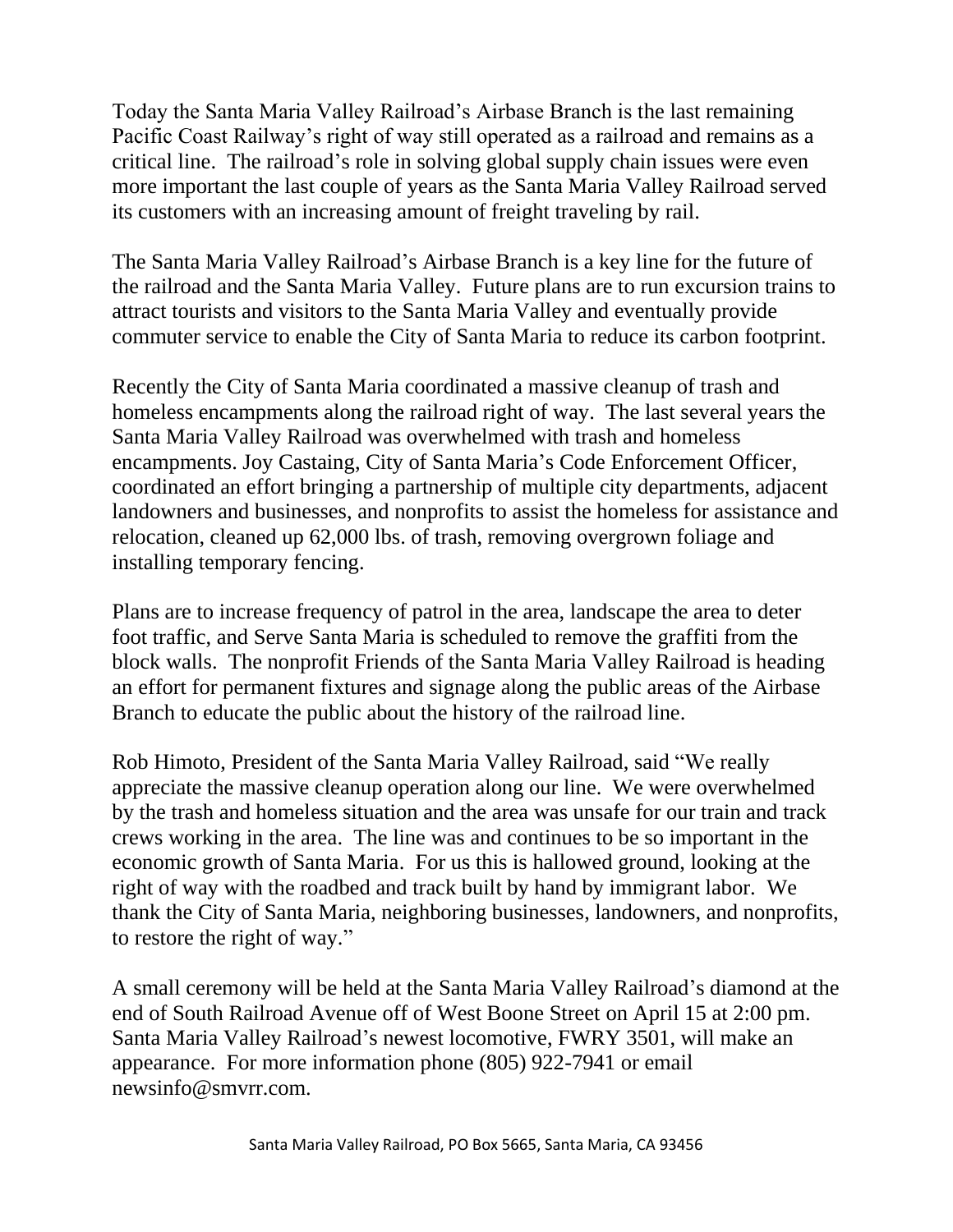Today the Santa Maria Valley Railroad's Airbase Branch is the last remaining Pacific Coast Railway's right of way still operated as a railroad and remains as a critical line. The railroad's role in solving global supply chain issues were even more important the last couple of years as the Santa Maria Valley Railroad served its customers with an increasing amount of freight traveling by rail.

The Santa Maria Valley Railroad's Airbase Branch is a key line for the future of the railroad and the Santa Maria Valley. Future plans are to run excursion trains to attract tourists and visitors to the Santa Maria Valley and eventually provide commuter service to enable the City of Santa Maria to reduce its carbon footprint.

Recently the City of Santa Maria coordinated a massive cleanup of trash and homeless encampments along the railroad right of way. The last several years the Santa Maria Valley Railroad was overwhelmed with trash and homeless encampments. Joy Castaing, City of Santa Maria's Code Enforcement Officer, coordinated an effort bringing a partnership of multiple city departments, adjacent landowners and businesses, and nonprofits to assist the homeless for assistance and relocation, cleaned up 62,000 lbs. of trash, removing overgrown foliage and installing temporary fencing.

Plans are to increase frequency of patrol in the area, landscape the area to deter foot traffic, and Serve Santa Maria is scheduled to remove the graffiti from the block walls. The nonprofit Friends of the Santa Maria Valley Railroad is heading an effort for permanent fixtures and signage along the public areas of the Airbase Branch to educate the public about the history of the railroad line.

Rob Himoto, President of the Santa Maria Valley Railroad, said "We really appreciate the massive cleanup operation along our line. We were overwhelmed by the trash and homeless situation and the area was unsafe for our train and track crews working in the area. The line was and continues to be so important in the economic growth of Santa Maria. For us this is hallowed ground, looking at the right of way with the roadbed and track built by hand by immigrant labor. We thank the City of Santa Maria, neighboring businesses, landowners, and nonprofits, to restore the right of way."

A small ceremony will be held at the Santa Maria Valley Railroad's diamond at the end of South Railroad Avenue off of West Boone Street on April 15 at 2:00 pm. Santa Maria Valley Railroad's newest locomotive, FWRY 3501, will make an appearance. For more information phone (805) 922-7941 or email newsinfo@smvrr.com.

Santa Maria Valley Railroad, PO Box 5665, Santa Maria, CA 93456